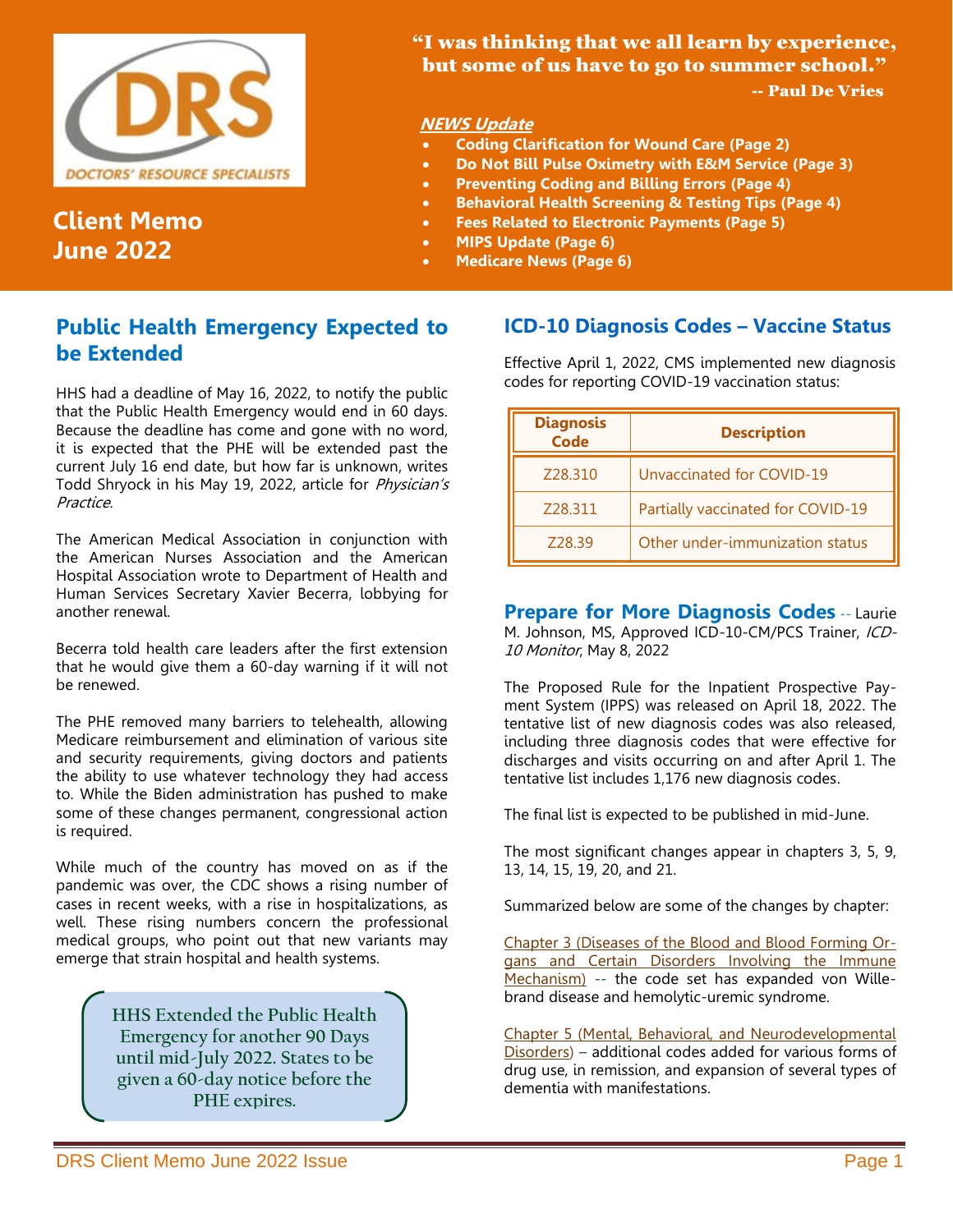DRS
DOCTORS' RESOURCE SPECIALISTS

# Client Memo June 2022

**"I was thinking that we all learn by experience, but some of us have to go to summer school."**
**-- Paul De Vries**

***NEWS Update***

- **Coding Clarification for Wound Care (Page 2)**
- **Do Not Bill Pulse Oximetry with E&M Service (Page 3)**
- **Preventing Coding and Billing Errors (Page 4)**
- **Behavioral Health Screening & Testing Tips (Page 4)**
- **Fees Related to Electronic Payments (Page 5)**
- **MIPS Update (Page 6)**
- **Medicare News (Page 6)**

## Public Health Emergency Expected to be Extended

HHS had a deadline of May 16, 2022, to notify the public that the Public Health Emergency would end in 60 days. Because the deadline has come and gone with no word, it is expected that the PHE will be extended past the current July 16 end date, but how far is unknown, writes Todd Shryock in his May 19, 2022, article for *Physician's Practice.*

The American Medical Association in conjunction with the American Nurses Association and the American Hospital Association wrote to Department of Health and Human Services Secretary Xavier Becerra, lobbying for another renewal.

Becerra told health care leaders after the first extension that he would give them a 60-day warning if it will not be renewed.

The PHE removed many barriers to telehealth, allowing Medicare reimbursement and elimination of various site and security requirements, giving doctors and patients the ability to use whatever technology they had access to. While the Biden administration has pushed to make some of these changes permanent, congressional action is required.

While much of the country has moved on as if the pandemic was over, the CDC shows a rising number of cases in recent weeks, with a rise in hospitalizations, as well. These rising numbers concern the professional medical groups, who point out that new variants may emerge that strain hospital and health systems.

**HHS Extended the Public Health Emergency for another 90 Days until mid-July 2022. States to be given a 60-day notice before the PHE expires.**

## ICD-10 Diagnosis Codes – Vaccine Status

Effective April 1, 2022, CMS implemented new diagnosis codes for reporting COVID-19 vaccination status:

| Diagnosis Code | Description |
|---|---|
| Z28.310 | Unvaccinated for COVID-19 |
| Z28.311 | Partially vaccinated for COVID-19 |
| Z28.39 | Other under-immunization status |

## Prepare for More Diagnosis Codes

-- Laurie M. Johnson, MS, Approved ICD-10-CM/PCS Trainer, *ICD-10 Monitor*, May 8, 2022

The Proposed Rule for the Inpatient Prospective Payment System (IPPS) was released on April 18, 2022. The tentative list of new diagnosis codes was also released, including three diagnosis codes that were effective for discharges and visits occurring on and after April 1. The tentative list includes 1,176 new diagnosis codes.

The final list is expected to be published in mid-June.

The most significant changes appear in chapters 3, 5, 9, 13, 14, 15, 19, 20, and 21.

Summarized below are some of the changes by chapter:

Chapter 3 (Diseases of the Blood and Blood Forming Organs and Certain Disorders Involving the Immune Mechanism) -- the code set has expanded von Willebrand disease and hemolytic-uremic syndrome.

Chapter 5 (Mental, Behavioral, and Neurodevelopmental Disorders) – additional codes added for various forms of drug use, in remission, and expansion of several types of dementia with manifestations.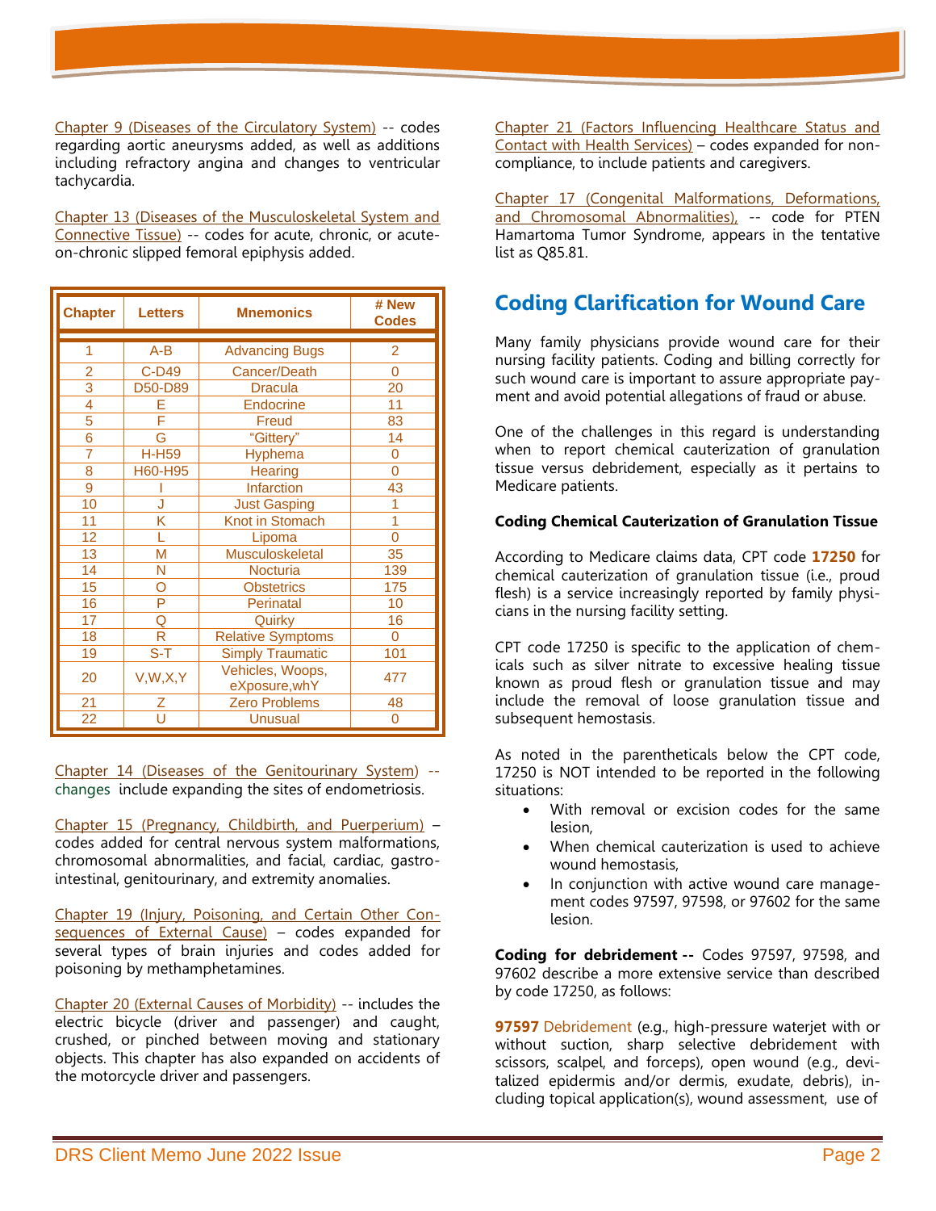Chapter 9 (Diseases of the Circulatory System) -- codes regarding aortic aneurysms added, as well as additions including refractory angina and changes to ventricular tachycardia.

Chapter 13 (Diseases of the Musculoskeletal System and Connective Tissue) -- codes for acute, chronic, or acute-on-chronic slipped femoral epiphysis added.

| Chapter | Letters | Mnemonics | # New Codes |
|---|---|---|---|
| 1 | A-B | Advancing Bugs | 2 |
| 2 | C-D49 | Cancer/Death | 0 |
| 3 | D50-D89 | Dracula | 20 |
| 4 | E | Endocrine | 11 |
| 5 | F | Freud | 83 |
| 6 | G | "Gittery" | 14 |
| 7 | H-H59 | Hyphema | 0 |
| 8 | H60-H95 | Hearing | 0 |
| 9 | I | Infarction | 43 |
| 10 | J | Just Gasping | 1 |
| 11 | K | Knot in Stomach | 1 |
| 12 | L | Lipoma | 0 |
| 13 | M | Musculoskeletal | 35 |
| 14 | N | Nocturia | 139 |
| 15 | O | Obstetrics | 175 |
| 16 | P | Perinatal | 10 |
| 17 | Q | Quirky | 16 |
| 18 | R | Relative Symptoms | 0 |
| 19 | S-T | Simply Traumatic | 101 |
| 20 | V,W,X,Y | Vehicles, Woops, eXposure,whY | 477 |
| 21 | Z | Zero Problems | 48 |
| 22 | U | Unusual | 0 |

Chapter 14 (Diseases of the Genitourinary System) -- changes include expanding the sites of endometriosis.

Chapter 15 (Pregnancy, Childbirth, and Puerperium) – codes added for central nervous system malformations, chromosomal abnormalities, and facial, cardiac, gastrointestinal, genitourinary, and extremity anomalies.

Chapter 19 (Injury, Poisoning, and Certain Other Consequences of External Cause) – codes expanded for several types of brain injuries and codes added for poisoning by methamphetamines.

Chapter 20 (External Causes of Morbidity) -- includes the electric bicycle (driver and passenger) and caught, crushed, or pinched between moving and stationary objects. This chapter has also expanded on accidents of the motorcycle driver and passengers.

Chapter 21 (Factors Influencing Healthcare Status and Contact with Health Services) – codes expanded for non-compliance, to include patients and caregivers.

Chapter 17 (Congenital Malformations, Deformations, and Chromosomal Abnormalities), -- code for PTEN Hamartoma Tumor Syndrome, appears in the tentative list as Q85.81.

## Coding Clarification for Wound Care

Many family physicians provide wound care for their nursing facility patients. Coding and billing correctly for such wound care is important to assure appropriate payment and avoid potential allegations of fraud or abuse.

One of the challenges in this regard is understanding when to report chemical cauterization of granulation tissue versus debridement, especially as it pertains to Medicare patients.

**Coding Chemical Cauterization of Granulation Tissue**

According to Medicare claims data, CPT code **17250** for chemical cauterization of granulation tissue (i.e., proud flesh) is a service increasingly reported by family physicians in the nursing facility setting.

CPT code 17250 is specific to the application of chemicals such as silver nitrate to excessive healing tissue known as proud flesh or granulation tissue and may include the removal of loose granulation tissue and subsequent hemostasis.

As noted in the parentheticals below the CPT code, 17250 is NOT intended to be reported in the following situations:

- With removal or excision codes for the same lesion,
- When chemical cauterization is used to achieve wound hemostasis,
- In conjunction with active wound care management codes 97597, 97598, or 97602 for the same lesion.

**Coding for debridement --** Codes 97597, 97598, and 97602 describe a more extensive service than described by code 17250, as follows:

**97597** Debridement (e.g., high-pressure waterjet with or without suction, sharp selective debridement with scissors, scalpel, and forceps), open wound (e.g., devitalized epidermis and/or dermis, exudate, debris), including topical application(s), wound assessment, use of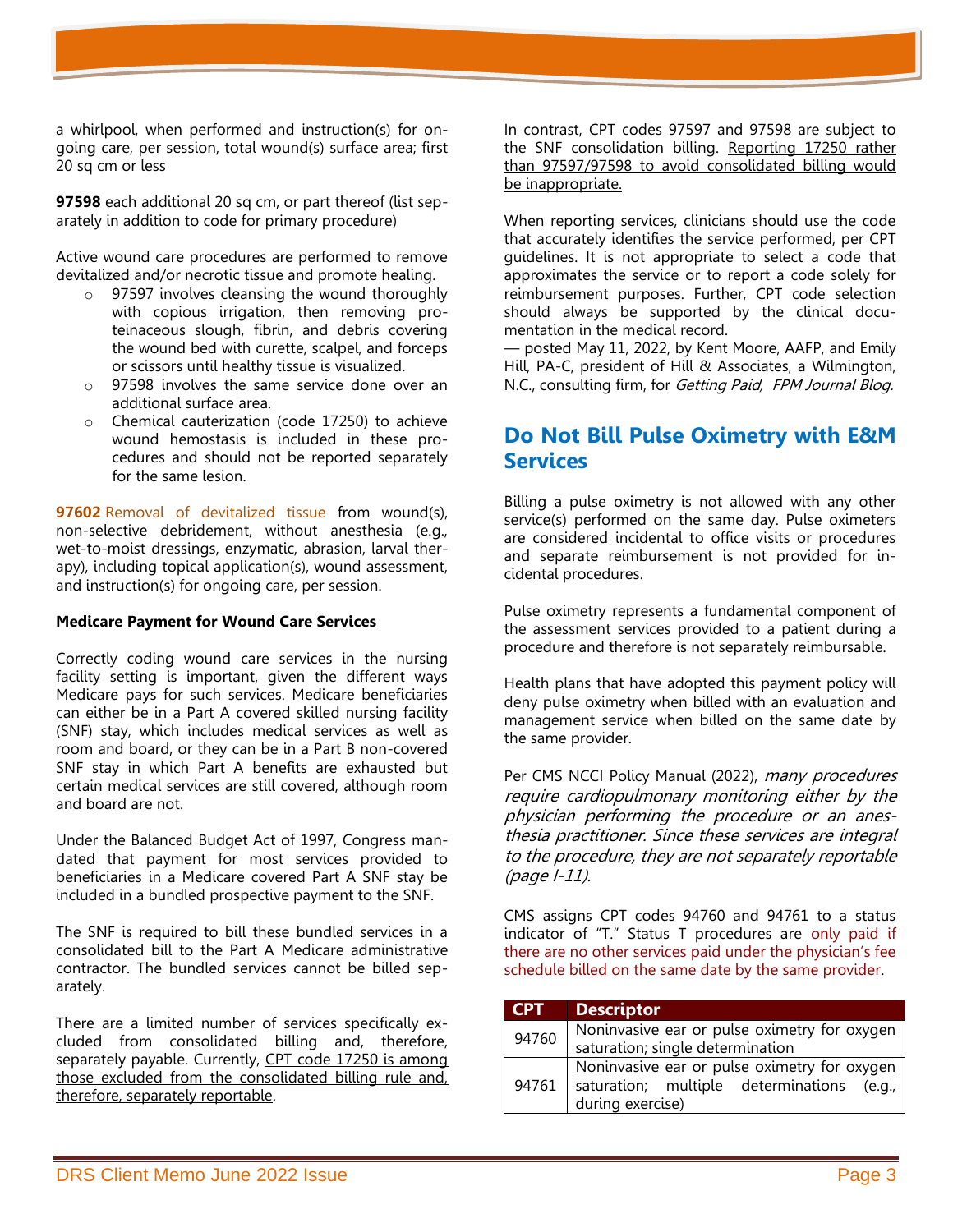a whirlpool, when performed and instruction(s) for on-going care, per session, total wound(s) surface area; first 20 sq cm or less

**97598** each additional 20 sq cm, or part thereof (list separately in addition to code for primary procedure)

Active wound care procedures are performed to remove devitalized and/or necrotic tissue and promote healing.

- 97597 involves cleansing the wound thoroughly with copious irrigation, then removing proteinaceous slough, fibrin, and debris covering the wound bed with curette, scalpel, and forceps or scissors until healthy tissue is visualized.
- 97598 involves the same service done over an additional surface area.
- Chemical cauterization (code 17250) to achieve wound hemostasis is included in these procedures and should not be reported separately for the same lesion.

**97602** Removal of devitalized tissue from wound(s), non-selective debridement, without anesthesia (e.g., wet-to-moist dressings, enzymatic, abrasion, larval therapy), including topical application(s), wound assessment, and instruction(s) for ongoing care, per session.

**Medicare Payment for Wound Care Services**

Correctly coding wound care services in the nursing facility setting is important, given the different ways Medicare pays for such services. Medicare beneficiaries can either be in a Part A covered skilled nursing facility (SNF) stay, which includes medical services as well as room and board, or they can be in a Part B non-covered SNF stay in which Part A benefits are exhausted but certain medical services are still covered, although room and board are not.

Under the Balanced Budget Act of 1997, Congress mandated that payment for most services provided to beneficiaries in a Medicare covered Part A SNF stay be included in a bundled prospective payment to the SNF.

The SNF is required to bill these bundled services in a consolidated bill to the Part A Medicare administrative contractor. The bundled services cannot be billed separately.

There are a limited number of services specifically excluded from consolidated billing and, therefore, separately payable. Currently, CPT code 17250 is among those excluded from the consolidated billing rule and, therefore, separately reportable.

In contrast, CPT codes 97597 and 97598 are subject to the SNF consolidation billing. Reporting 17250 rather than 97597/97598 to avoid consolidated billing would be inappropriate.

When reporting services, clinicians should use the code that accurately identifies the service performed, per CPT guidelines. It is not appropriate to select a code that approximates the service or to report a code solely for reimbursement purposes. Further, CPT code selection should always be supported by the clinical documentation in the medical record.

— posted May 11, 2022, by Kent Moore, AAFP, and Emily Hill, PA-C, president of Hill & Associates, a Wilmington, N.C., consulting firm, for *Getting Paid, FPM Journal Blog.*

## Do Not Bill Pulse Oximetry with E&M Services

Billing a pulse oximetry is not allowed with any other service(s) performed on the same day. Pulse oximeters are considered incidental to office visits or procedures and separate reimbursement is not provided for incidental procedures.

Pulse oximetry represents a fundamental component of the assessment services provided to a patient during a procedure and therefore is not separately reimbursable.

Health plans that have adopted this payment policy will deny pulse oximetry when billed with an evaluation and management service when billed on the same date by the same provider.

Per CMS NCCI Policy Manual (2022), *many procedures require cardiopulmonary monitoring either by the physician performing the procedure or an anesthesia practitioner. Since these services are integral to the procedure, they are not separately reportable (page I-11).*

CMS assigns CPT codes 94760 and 94761 to a status indicator of "T." Status T procedures are only paid if there are no other services paid under the physician's fee schedule billed on the same date by the same provider.

| CPT | Descriptor |
|---|---|
| 94760 | Noninvasive ear or pulse oximetry for oxygen saturation; single determination |
| 94761 | Noninvasive ear or pulse oximetry for oxygen saturation; multiple determinations (e.g., during exercise) |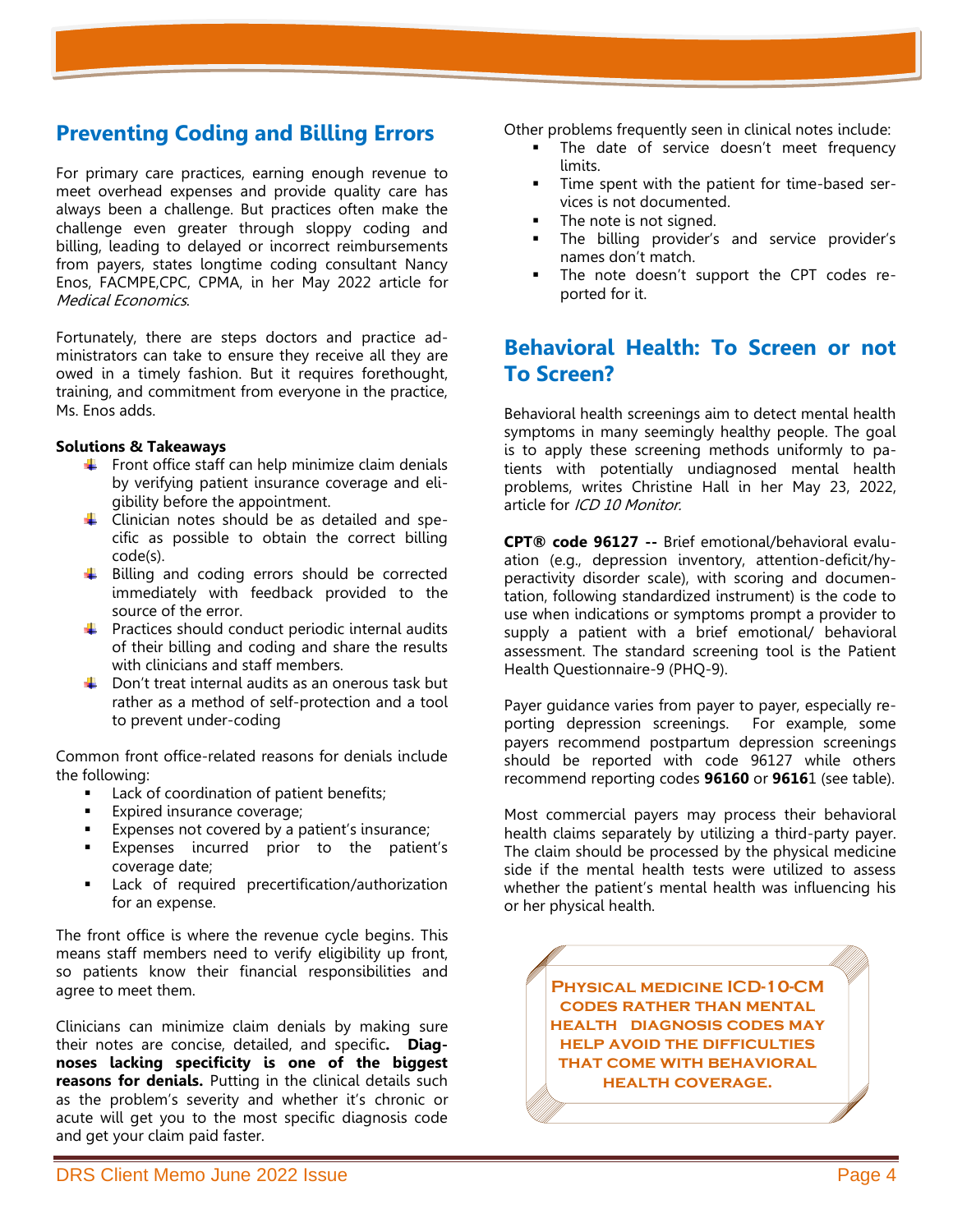## Preventing Coding and Billing Errors

For primary care practices, earning enough revenue to meet overhead expenses and provide quality care has always been a challenge. But practices often make the challenge even greater through sloppy coding and billing, leading to delayed or incorrect reimbursements from payers, states longtime coding consultant Nancy Enos, FACMPE,CPC, CPMA, in her May 2022 article for *Medical Economics*.

Fortunately, there are steps doctors and practice administrators can take to ensure they receive all they are owed in a timely fashion. But it requires forethought, training, and commitment from everyone in the practice, Ms. Enos adds.

**Solutions & Takeaways**

- Front office staff can help minimize claim denials by verifying patient insurance coverage and eligibility before the appointment.
- Clinician notes should be as detailed and specific as possible to obtain the correct billing code(s).
- Billing and coding errors should be corrected immediately with feedback provided to the source of the error.
- Practices should conduct periodic internal audits of their billing and coding and share the results with clinicians and staff members.
- Don't treat internal audits as an onerous task but rather as a method of self-protection and a tool to prevent under-coding

Common front office-related reasons for denials include the following:

- Lack of coordination of patient benefits;
- Expired insurance coverage;
- Expenses not covered by a patient's insurance;
- Expenses incurred prior to the patient's coverage date;
- Lack of required precertification/authorization for an expense.

The front office is where the revenue cycle begins. This means staff members need to verify eligibility up front, so patients know their financial responsibilities and agree to meet them.

Clinicians can minimize claim denials by making sure their notes are concise, detailed, and specific**. Diagnoses lacking specificity is one of the biggest reasons for denials.** Putting in the clinical details such as the problem's severity and whether it's chronic or acute will get you to the most specific diagnosis code and get your claim paid faster.

Other problems frequently seen in clinical notes include:

- The date of service doesn't meet frequency limits.
- Time spent with the patient for time-based services is not documented.
- The note is not signed.
- The billing provider's and service provider's names don't match.
- The note doesn't support the CPT codes reported for it.

## Behavioral Health: To Screen or not To Screen?

Behavioral health screenings aim to detect mental health symptoms in many seemingly healthy people. The goal is to apply these screening methods uniformly to patients with potentially undiagnosed mental health problems, writes Christine Hall in her May 23, 2022, article for *ICD 10 Monitor.*

**CPT® code 96127 --** Brief emotional/behavioral evaluation (e.g., depression inventory, attention-deficit/hyperactivity disorder scale), with scoring and documentation, following standardized instrument) is the code to use when indications or symptoms prompt a provider to supply a patient with a brief emotional/ behavioral assessment. The standard screening tool is the Patient Health Questionnaire-9 (PHQ-9).

Payer guidance varies from payer to payer, especially reporting depression screenings. For example, some payers recommend postpartum depression screenings should be reported with code 96127 while others recommend reporting codes **96160** or **9616**1 (see table).

Most commercial payers may process their behavioral health claims separately by utilizing a third-party payer. The claim should be processed by the physical medicine side if the mental health tests were utilized to assess whether the patient's mental health was influencing his or her physical health.

**Physical medicine ICD-10-CM codes rather than mental health diagnosis codes may help avoid the difficulties that come with behavioral health coverage.**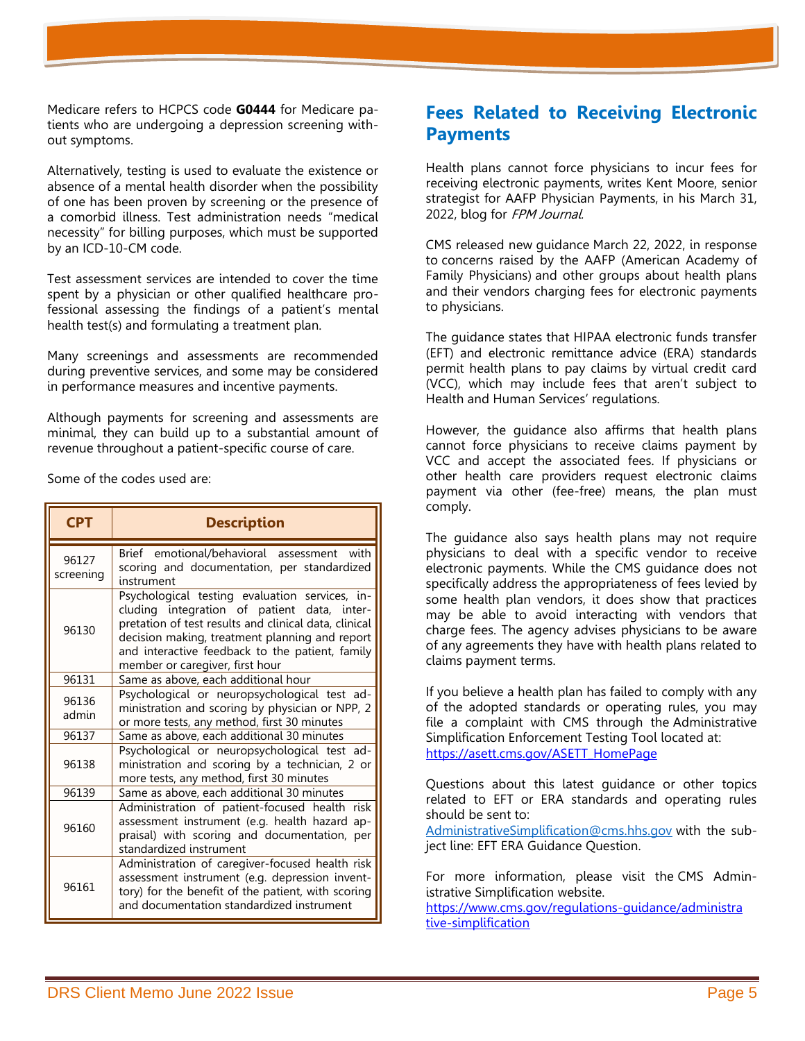Medicare refers to HCPCS code **G0444** for Medicare patients who are undergoing a depression screening without symptoms.

Alternatively, testing is used to evaluate the existence or absence of a mental health disorder when the possibility of one has been proven by screening or the presence of a comorbid illness. Test administration needs "medical necessity" for billing purposes, which must be supported by an ICD-10-CM code.

Test assessment services are intended to cover the time spent by a physician or other qualified healthcare professional assessing the findings of a patient's mental health test(s) and formulating a treatment plan.

Many screenings and assessments are recommended during preventive services, and some may be considered in performance measures and incentive payments.

Although payments for screening and assessments are minimal, they can build up to a substantial amount of revenue throughout a patient-specific course of care.

Some of the codes used are:

| CPT | Description |
|---|---|
| 96127 screening | Brief emotional/behavioral assessment with scoring and documentation, per standardized instrument |
| 96130 | Psychological testing evaluation services, including integration of patient data, interpretation of test results and clinical data, clinical decision making, treatment planning and report and interactive feedback to the patient, family member or caregiver, first hour |
| 96131 | Same as above, each additional hour |
| 96136 admin | Psychological or neuropsychological test administration and scoring by physician or NPP, 2 or more tests, any method, first 30 minutes |
| 96137 | Same as above, each additional 30 minutes |
| 96138 | Psychological or neuropsychological test administration and scoring by a technician, 2 or more tests, any method, first 30 minutes |
| 96139 | Same as above, each additional 30 minutes |
| 96160 | Administration of patient-focused health risk assessment instrument (e.g. health hazard appraisal) with scoring and documentation, per standardized instrument |
| 96161 | Administration of caregiver-focused health risk assessment instrument (e.g. depression inventory) for the benefit of the patient, with scoring and documentation standardized instrument |

## Fees Related to Receiving Electronic Payments

Health plans cannot force physicians to incur fees for receiving electronic payments, writes Kent Moore, senior strategist for AAFP Physician Payments, in his March 31, 2022, blog for *FPM Journal.*

CMS released new guidance March 22, 2022, in response to concerns raised by the AAFP (American Academy of Family Physicians) and other groups about health plans and their vendors charging fees for electronic payments to physicians.

The guidance states that HIPAA electronic funds transfer (EFT) and electronic remittance advice (ERA) standards permit health plans to pay claims by virtual credit card (VCC), which may include fees that aren't subject to Health and Human Services' regulations.

However, the guidance also affirms that health plans cannot force physicians to receive claims payment by VCC and accept the associated fees. If physicians or other health care providers request electronic claims payment via other (fee-free) means, the plan must comply.

The guidance also says health plans may not require physicians to deal with a specific vendor to receive electronic payments. While the CMS guidance does not specifically address the appropriateness of fees levied by some health plan vendors, it does show that practices may be able to avoid interacting with vendors that charge fees. The agency advises physicians to be aware of any agreements they have with health plans related to claims payment terms.

If you believe a health plan has failed to comply with any of the adopted standards or operating rules, you may file a complaint with CMS through the Administrative Simplification Enforcement Testing Tool located at: https://asett.cms.gov/ASETT_HomePage

Questions about this latest guidance or other topics related to EFT or ERA standards and operating rules should be sent to: AdministrativeSimplification@cms.hhs.gov with the subject line: EFT ERA Guidance Question.

For more information, please visit the CMS Administrative Simplification website. https://www.cms.gov/regulations-guidance/administrative-simplification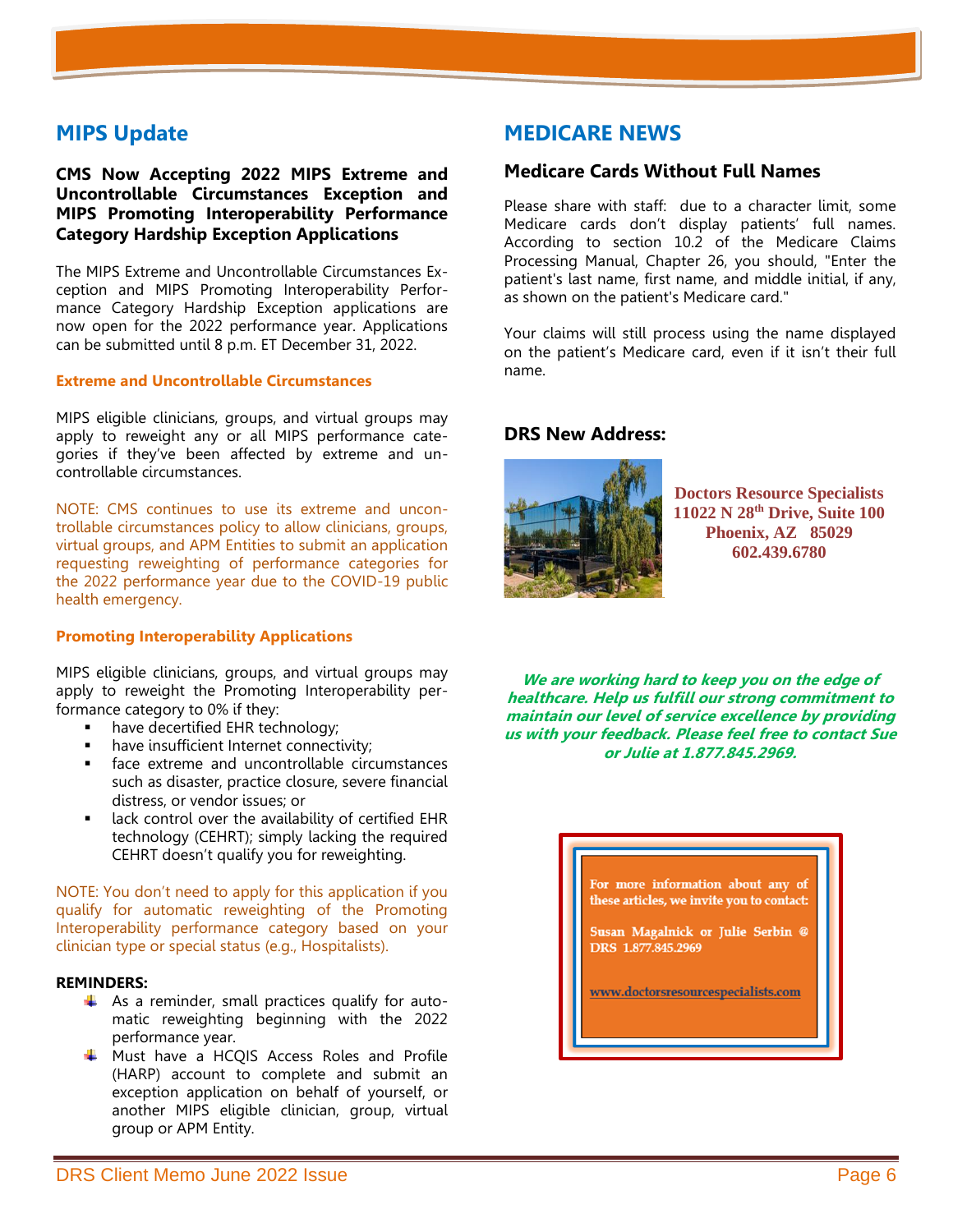## MIPS Update

**CMS Now Accepting 2022 MIPS Extreme and Uncontrollable Circumstances Exception and MIPS Promoting Interoperability Performance Category Hardship Exception Applications**

The MIPS Extreme and Uncontrollable Circumstances Exception and MIPS Promoting Interoperability Performance Category Hardship Exception applications are now open for the 2022 performance year. Applications can be submitted until 8 p.m. ET December 31, 2022.

#### Extreme and Uncontrollable Circumstances

MIPS eligible clinicians, groups, and virtual groups may apply to reweight any or all MIPS performance categories if they've been affected by extreme and uncontrollable circumstances.

NOTE: CMS continues to use its extreme and uncontrollable circumstances policy to allow clinicians, groups, virtual groups, and APM Entities to submit an application requesting reweighting of performance categories for the 2022 performance year due to the COVID-19 public health emergency.

#### Promoting Interoperability Applications

MIPS eligible clinicians, groups, and virtual groups may apply to reweight the Promoting Interoperability performance category to 0% if they:

- have decertified EHR technology;
- have insufficient Internet connectivity;
- face extreme and uncontrollable circumstances such as disaster, practice closure, severe financial distress, or vendor issues; or
- lack control over the availability of certified EHR technology (CEHRT); simply lacking the required CEHRT doesn't qualify you for reweighting.

NOTE: You don't need to apply for this application if you qualify for automatic reweighting of the Promoting Interoperability performance category based on your clinician type or special status (e.g., Hospitalists).

**REMINDERS:**

- As a reminder, small practices qualify for automatic reweighting beginning with the 2022 performance year.
- Must have a HCQIS Access Roles and Profile (HARP) account to complete and submit an exception application on behalf of yourself, or another MIPS eligible clinician, group, virtual group or APM Entity.

## MEDICARE NEWS

### Medicare Cards Without Full Names

Please share with staff: due to a character limit, some Medicare cards don't display patients' full names. According to section 10.2 of the Medicare Claims Processing Manual, Chapter 26, you should, "Enter the patient's last name, first name, and middle initial, if any, as shown on the patient's Medicare card."

Your claims will still process using the name displayed on the patient's Medicare card, even if it isn't their full name.

### DRS New Address:

**Doctors Resource Specialists**
**11022 N 28th Drive, Suite 100**
**Phoenix, AZ 85029**
**602.439.6780**

***We are working hard to keep you on the edge of healthcare. Help us fulfill our strong commitment to maintain our level of service excellence by providing us with your feedback. Please feel free to contact Sue or Julie at 1.877.845.2969.***

For more information about any of these articles, we invite you to contact:

Susan Magalnick or Julie Serbin @ DRS 1.877.845.2969

www.doctorsresourcespecialists.com